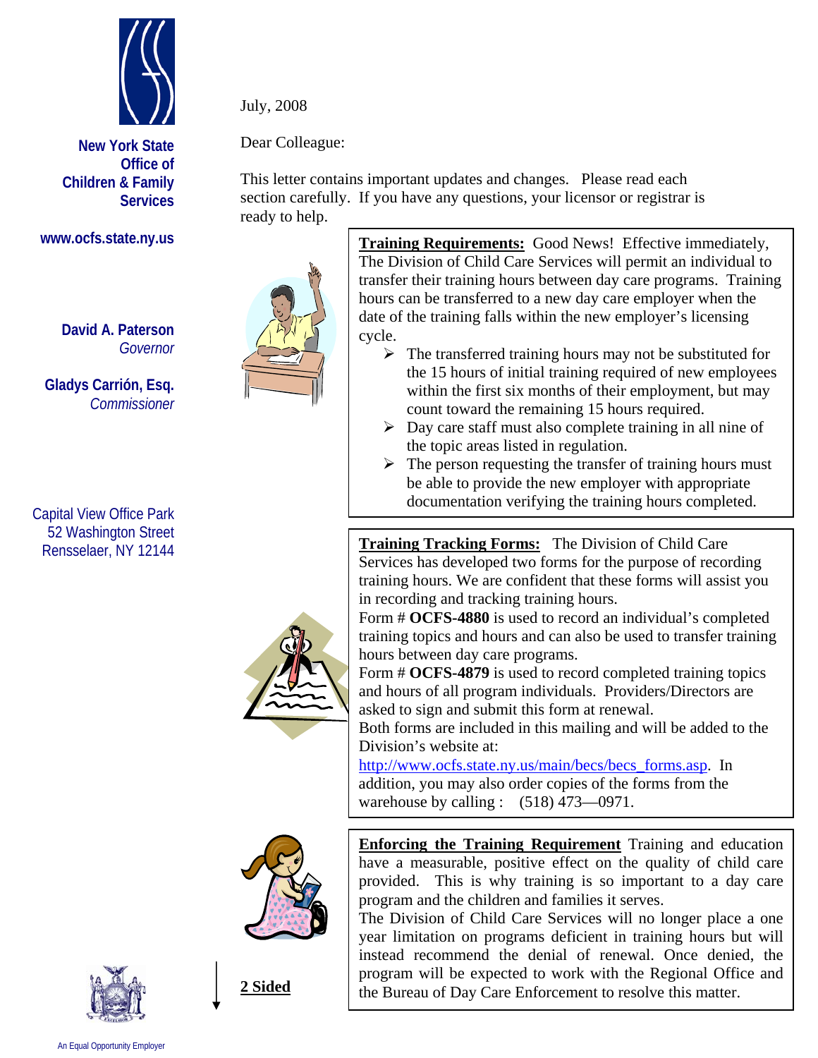**New York State Office of Children & Family Services**

www.ocfs.state.ny.us

**David A. Paterson**
*Governor*

**Gladys Carrión, Esq.**
*Commissioner*

Capital View Office Park
52 Washington Street
Rensselaer, NY 12144

July, 2008

Dear Colleague:

This letter contains important updates and changes. Please read each section carefully. If you have any questions, your licensor or registrar is ready to help.

**Training Requirements:** Good News! Effective immediately, The Division of Child Care Services will permit an individual to transfer their training hours between day care programs. Training hours can be transferred to a new day care employer when the date of the training falls within the new employer's licensing cycle.

- The transferred training hours may not be substituted for the 15 hours of initial training required of new employees within the first six months of their employment, but may count toward the remaining 15 hours required.
- Day care staff must also complete training in all nine of the topic areas listed in regulation.
- The person requesting the transfer of training hours must be able to provide the new employer with appropriate documentation verifying the training hours completed.

**Training Tracking Forms:** The Division of Child Care Services has developed two forms for the purpose of recording training hours. We are confident that these forms will assist you in recording and tracking training hours.

Form # **OCFS-4880** is used to record an individual's completed training topics and hours and can also be used to transfer training hours between day care programs.

Form # **OCFS-4879** is used to record completed training topics and hours of all program individuals. Providers/Directors are asked to sign and submit this form at renewal.

Both forms are included in this mailing and will be added to the Division's website at: http://www.ocfs.state.ny.us/main/becs/becs_forms.asp. In addition, you may also order copies of the forms from the warehouse by calling : (518) 473—0971.

**Enforcing the Training Requirement** Training and education have a measurable, positive effect on the quality of child care provided. This is why training is so important to a day care program and the children and families it serves.

The Division of Child Care Services will no longer place a one year limitation on programs deficient in training hours but will instead recommend the denial of renewal. Once denied, the program will be expected to work with the Regional Office and the Bureau of Day Care Enforcement to resolve this matter.

**2 Sided**

An Equal Opportunity Employer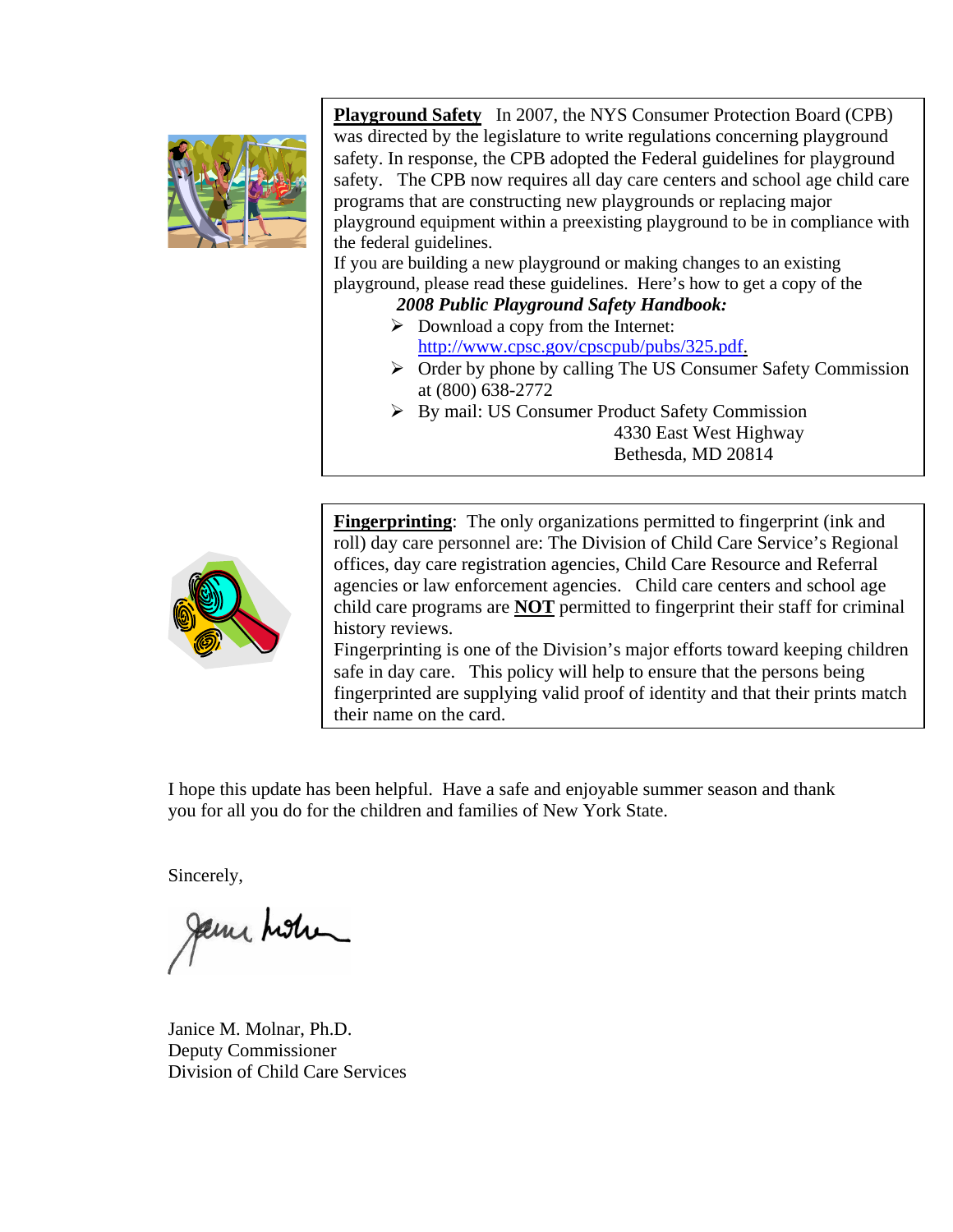**Playground Safety** In 2007, the NYS Consumer Protection Board (CPB) was directed by the legislature to write regulations concerning playground safety. In response, the CPB adopted the Federal guidelines for playground safety. The CPB now requires all day care centers and school age child care programs that are constructing new playgrounds or replacing major playground equipment within a preexisting playground to be in compliance with the federal guidelines.

If you are building a new playground or making changes to an existing playground, please read these guidelines. Here's how to get a copy of the ***2008 Public Playground Safety Handbook:***

- Download a copy from the Internet: http://www.cpsc.gov/cpscpub/pubs/325.pdf.
- Order by phone by calling The US Consumer Safety Commission at (800) 638-2772
- By mail: US Consumer Product Safety Commission
  4330 East West Highway
  Bethesda, MD 20814

**Fingerprinting**: The only organizations permitted to fingerprint (ink and roll) day care personnel are: The Division of Child Care Service's Regional offices, day care registration agencies, Child Care Resource and Referral agencies or law enforcement agencies. Child care centers and school age child care programs are **NOT** permitted to fingerprint their staff for criminal history reviews.

Fingerprinting is one of the Division's major efforts toward keeping children safe in day care. This policy will help to ensure that the persons being fingerprinted are supplying valid proof of identity and that their prints match their name on the card.

I hope this update has been helpful. Have a safe and enjoyable summer season and thank you for all you do for the children and families of New York State.

Sincerely,

Janice M. Molnar, Ph.D.
Deputy Commissioner
Division of Child Care Services